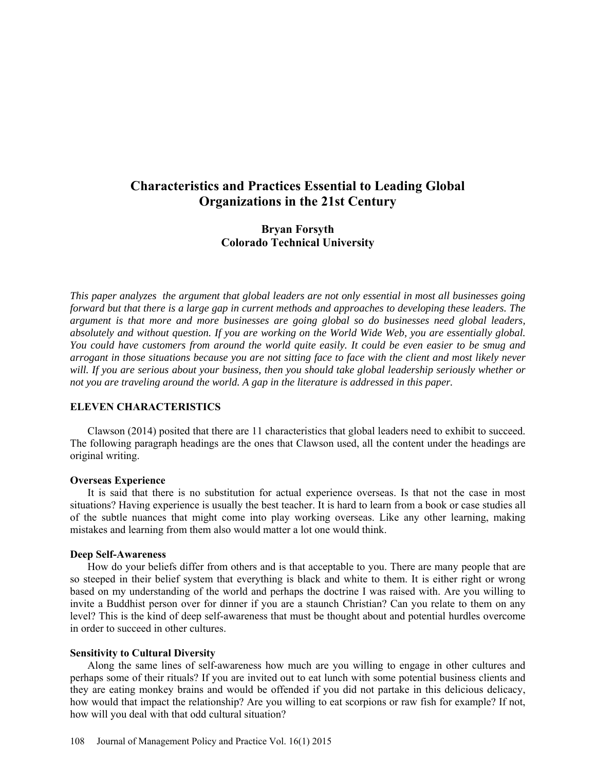# Characteristics and Practices Essential to Leading Global Organizations in the 21st Century

**Bryan Forsyth**
**Colorado Technical University**

*This paper analyzes the argument that global leaders are not only essential in most all businesses going forward but that there is a large gap in current methods and approaches to developing these leaders. The argument is that more and more businesses are going global so do businesses need global leaders, absolutely and without question. If you are working on the World Wide Web, you are essentially global. You could have customers from around the world quite easily. It could be even easier to be smug and arrogant in those situations because you are not sitting face to face with the client and most likely never will. If you are serious about your business, then you should take global leadership seriously whether or not you are traveling around the world. A gap in the literature is addressed in this paper.*

## ELEVEN CHARACTERISTICS

Clawson (2014) posited that there are 11 characteristics that global leaders need to exhibit to succeed. The following paragraph headings are the ones that Clawson used, all the content under the headings are original writing.

### Overseas Experience

It is said that there is no substitution for actual experience overseas. Is that not the case in most situations? Having experience is usually the best teacher. It is hard to learn from a book or case studies all of the subtle nuances that might come into play working overseas. Like any other learning, making mistakes and learning from them also would matter a lot one would think.

### Deep Self-Awareness

How do your beliefs differ from others and is that acceptable to you. There are many people that are so steeped in their belief system that everything is black and white to them. It is either right or wrong based on my understanding of the world and perhaps the doctrine I was raised with. Are you willing to invite a Buddhist person over for dinner if you are a staunch Christian? Can you relate to them on any level? This is the kind of deep self-awareness that must be thought about and potential hurdles overcome in order to succeed in other cultures.

### Sensitivity to Cultural Diversity

Along the same lines of self-awareness how much are you willing to engage in other cultures and perhaps some of their rituals? If you are invited out to eat lunch with some potential business clients and they are eating monkey brains and would be offended if you did not partake in this delicious delicacy, how would that impact the relationship? Are you willing to eat scorpions or raw fish for example? If not, how will you deal with that odd cultural situation?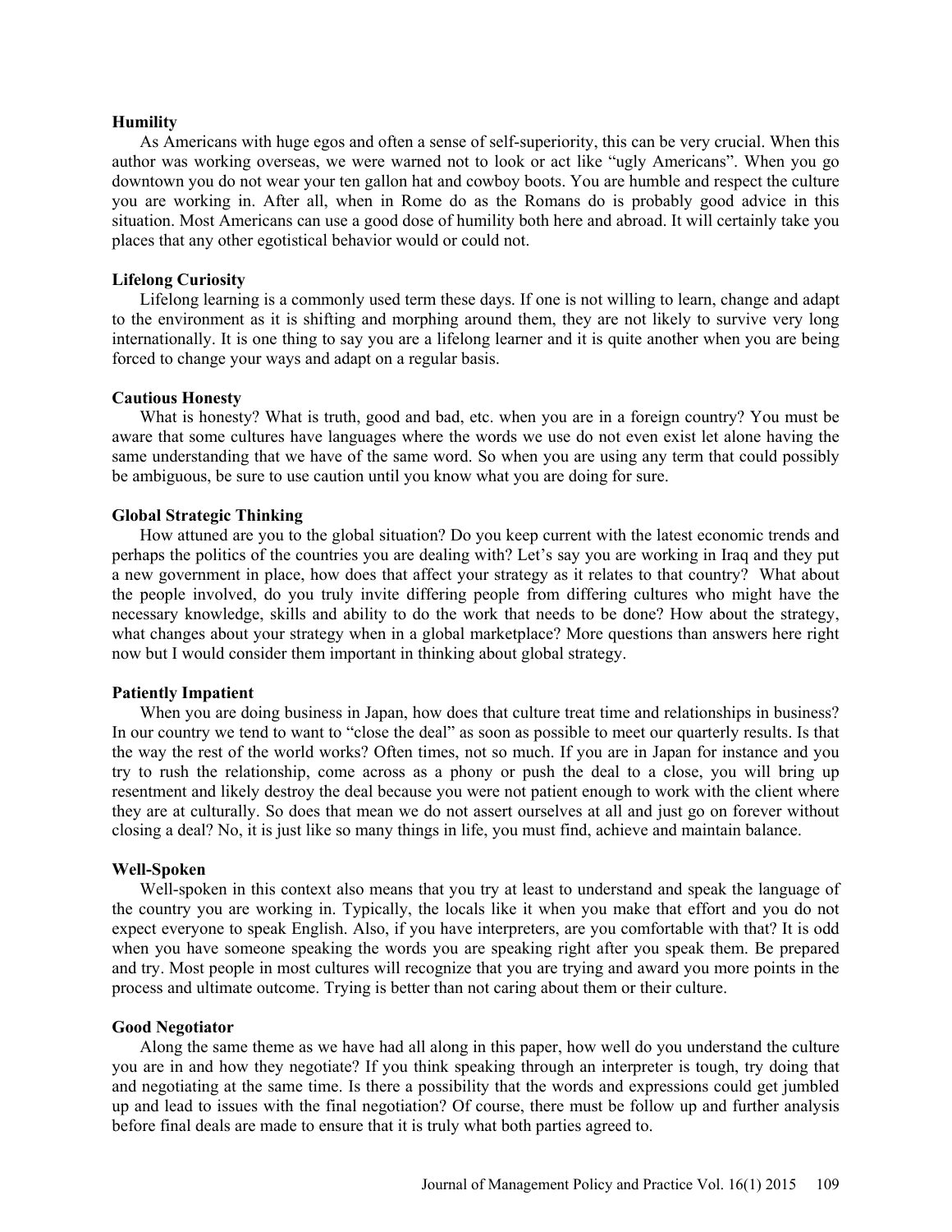**Humility**

As Americans with huge egos and often a sense of self-superiority, this can be very crucial. When this author was working overseas, we were warned not to look or act like "ugly Americans". When you go downtown you do not wear your ten gallon hat and cowboy boots. You are humble and respect the culture you are working in. After all, when in Rome do as the Romans do is probably good advice in this situation. Most Americans can use a good dose of humility both here and abroad. It will certainly take you places that any other egotistical behavior would or could not.

**Lifelong Curiosity**

Lifelong learning is a commonly used term these days. If one is not willing to learn, change and adapt to the environment as it is shifting and morphing around them, they are not likely to survive very long internationally. It is one thing to say you are a lifelong learner and it is quite another when you are being forced to change your ways and adapt on a regular basis.

**Cautious Honesty**

What is honesty? What is truth, good and bad, etc. when you are in a foreign country? You must be aware that some cultures have languages where the words we use do not even exist let alone having the same understanding that we have of the same word. So when you are using any term that could possibly be ambiguous, be sure to use caution until you know what you are doing for sure.

**Global Strategic Thinking**

How attuned are you to the global situation? Do you keep current with the latest economic trends and perhaps the politics of the countries you are dealing with? Let's say you are working in Iraq and they put a new government in place, how does that affect your strategy as it relates to that country? What about the people involved, do you truly invite differing people from differing cultures who might have the necessary knowledge, skills and ability to do the work that needs to be done? How about the strategy, what changes about your strategy when in a global marketplace? More questions than answers here right now but I would consider them important in thinking about global strategy.

**Patiently Impatient**

When you are doing business in Japan, how does that culture treat time and relationships in business? In our country we tend to want to "close the deal" as soon as possible to meet our quarterly results. Is that the way the rest of the world works? Often times, not so much. If you are in Japan for instance and you try to rush the relationship, come across as a phony or push the deal to a close, you will bring up resentment and likely destroy the deal because you were not patient enough to work with the client where they are at culturally. So does that mean we do not assert ourselves at all and just go on forever without closing a deal? No, it is just like so many things in life, you must find, achieve and maintain balance.

**Well-Spoken**

Well-spoken in this context also means that you try at least to understand and speak the language of the country you are working in. Typically, the locals like it when you make that effort and you do not expect everyone to speak English. Also, if you have interpreters, are you comfortable with that? It is odd when you have someone speaking the words you are speaking right after you speak them. Be prepared and try. Most people in most cultures will recognize that you are trying and award you more points in the process and ultimate outcome. Trying is better than not caring about them or their culture.

**Good Negotiator**

Along the same theme as we have had all along in this paper, how well do you understand the culture you are in and how they negotiate? If you think speaking through an interpreter is tough, try doing that and negotiating at the same time. Is there a possibility that the words and expressions could get jumbled up and lead to issues with the final negotiation? Of course, there must be follow up and further analysis before final deals are made to ensure that it is truly what both parties agreed to.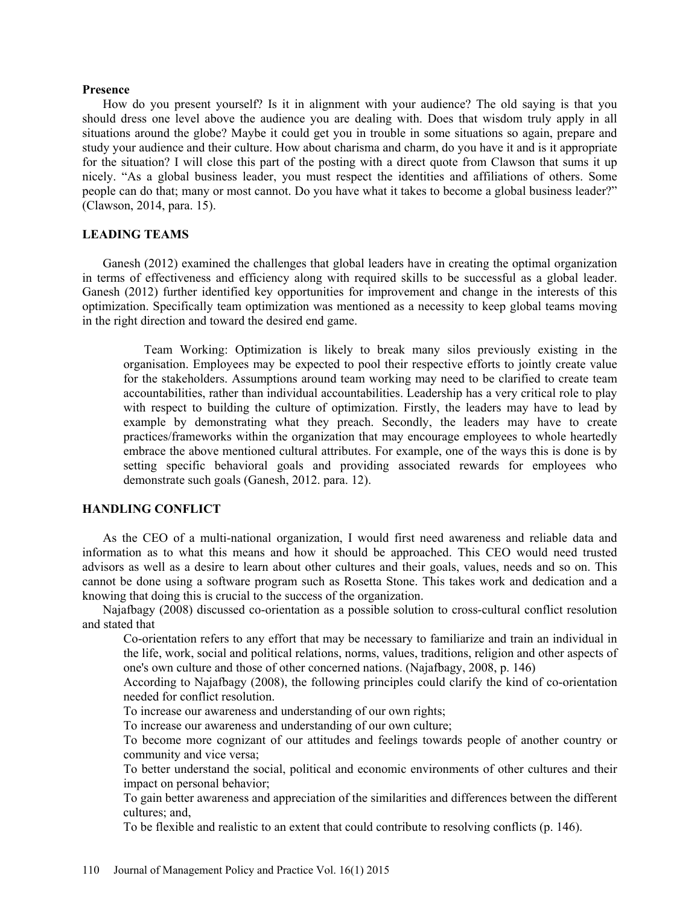**Presence**

How do you present yourself? Is it in alignment with your audience? The old saying is that you should dress one level above the audience you are dealing with. Does that wisdom truly apply in all situations around the globe? Maybe it could get you in trouble in some situations so again, prepare and study your audience and their culture. How about charisma and charm, do you have it and is it appropriate for the situation? I will close this part of the posting with a direct quote from Clawson that sums it up nicely. "As a global business leader, you must respect the identities and affiliations of others. Some people can do that; many or most cannot. Do you have what it takes to become a global business leader?" (Clawson, 2014, para. 15).

## LEADING TEAMS

Ganesh (2012) examined the challenges that global leaders have in creating the optimal organization in terms of effectiveness and efficiency along with required skills to be successful as a global leader. Ganesh (2012) further identified key opportunities for improvement and change in the interests of this optimization. Specifically team optimization was mentioned as a necessity to keep global teams moving in the right direction and toward the desired end game.

> Team Working: Optimization is likely to break many silos previously existing in the organisation. Employees may be expected to pool their respective efforts to jointly create value for the stakeholders. Assumptions around team working may need to be clarified to create team accountabilities, rather than individual accountabilities. Leadership has a very critical role to play with respect to building the culture of optimization. Firstly, the leaders may have to lead by example by demonstrating what they preach. Secondly, the leaders may have to create practices/frameworks within the organization that may encourage employees to whole heartedly embrace the above mentioned cultural attributes. For example, one of the ways this is done is by setting specific behavioral goals and providing associated rewards for employees who demonstrate such goals (Ganesh, 2012. para. 12).

## HANDLING CONFLICT

As the CEO of a multi-national organization, I would first need awareness and reliable data and information as to what this means and how it should be approached. This CEO would need trusted advisors as well as a desire to learn about other cultures and their goals, values, needs and so on. This cannot be done using a software program such as Rosetta Stone. This takes work and dedication and a knowing that doing this is crucial to the success of the organization.

Najafbagy (2008) discussed co-orientation as a possible solution to cross-cultural conflict resolution and stated that

> Co-orientation refers to any effort that may be necessary to familiarize and train an individual in the life, work, social and political relations, norms, values, traditions, religion and other aspects of one's own culture and those of other concerned nations. (Najafbagy, 2008, p. 146)
>
> According to Najafbagy (2008), the following principles could clarify the kind of co-orientation needed for conflict resolution.
>
> To increase our awareness and understanding of our own rights;
>
> To increase our awareness and understanding of our own culture;
>
> To become more cognizant of our attitudes and feelings towards people of another country or community and vice versa;
>
> To better understand the social, political and economic environments of other cultures and their impact on personal behavior;
>
> To gain better awareness and appreciation of the similarities and differences between the different cultures; and,
>
> To be flexible and realistic to an extent that could contribute to resolving conflicts (p. 146).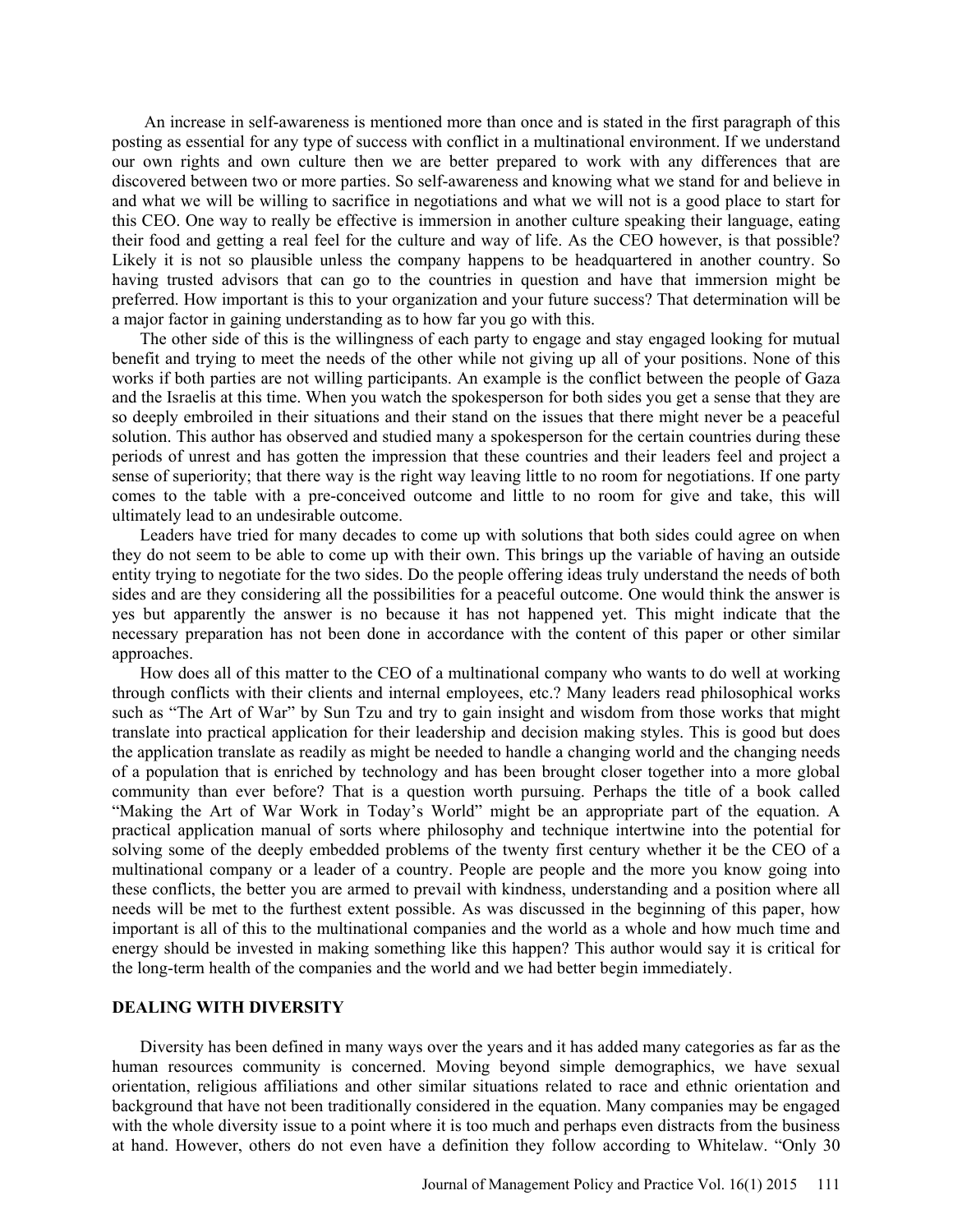An increase in self-awareness is mentioned more than once and is stated in the first paragraph of this posting as essential for any type of success with conflict in a multinational environment. If we understand our own rights and own culture then we are better prepared to work with any differences that are discovered between two or more parties. So self-awareness and knowing what we stand for and believe in and what we will be willing to sacrifice in negotiations and what we will not is a good place to start for this CEO. One way to really be effective is immersion in another culture speaking their language, eating their food and getting a real feel for the culture and way of life. As the CEO however, is that possible? Likely it is not so plausible unless the company happens to be headquartered in another country. So having trusted advisors that can go to the countries in question and have that immersion might be preferred. How important is this to your organization and your future success? That determination will be a major factor in gaining understanding as to how far you go with this.

The other side of this is the willingness of each party to engage and stay engaged looking for mutual benefit and trying to meet the needs of the other while not giving up all of your positions. None of this works if both parties are not willing participants. An example is the conflict between the people of Gaza and the Israelis at this time. When you watch the spokesperson for both sides you get a sense that they are so deeply embroiled in their situations and their stand on the issues that there might never be a peaceful solution. This author has observed and studied many a spokesperson for the certain countries during these periods of unrest and has gotten the impression that these countries and their leaders feel and project a sense of superiority; that there way is the right way leaving little to no room for negotiations. If one party comes to the table with a pre-conceived outcome and little to no room for give and take, this will ultimately lead to an undesirable outcome.

Leaders have tried for many decades to come up with solutions that both sides could agree on when they do not seem to be able to come up with their own. This brings up the variable of having an outside entity trying to negotiate for the two sides. Do the people offering ideas truly understand the needs of both sides and are they considering all the possibilities for a peaceful outcome. One would think the answer is yes but apparently the answer is no because it has not happened yet. This might indicate that the necessary preparation has not been done in accordance with the content of this paper or other similar approaches.

How does all of this matter to the CEO of a multinational company who wants to do well at working through conflicts with their clients and internal employees, etc.? Many leaders read philosophical works such as "The Art of War" by Sun Tzu and try to gain insight and wisdom from those works that might translate into practical application for their leadership and decision making styles. This is good but does the application translate as readily as might be needed to handle a changing world and the changing needs of a population that is enriched by technology and has been brought closer together into a more global community than ever before? That is a question worth pursuing. Perhaps the title of a book called "Making the Art of War Work in Today's World" might be an appropriate part of the equation. A practical application manual of sorts where philosophy and technique intertwine into the potential for solving some of the deeply embedded problems of the twenty first century whether it be the CEO of a multinational company or a leader of a country. People are people and the more you know going into these conflicts, the better you are armed to prevail with kindness, understanding and a position where all needs will be met to the furthest extent possible. As was discussed in the beginning of this paper, how important is all of this to the multinational companies and the world as a whole and how much time and energy should be invested in making something like this happen? This author would say it is critical for the long-term health of the companies and the world and we had better begin immediately.

## DEALING WITH DIVERSITY

Diversity has been defined in many ways over the years and it has added many categories as far as the human resources community is concerned. Moving beyond simple demographics, we have sexual orientation, religious affiliations and other similar situations related to race and ethnic orientation and background that have not been traditionally considered in the equation. Many companies may be engaged with the whole diversity issue to a point where it is too much and perhaps even distracts from the business at hand. However, others do not even have a definition they follow according to Whitelaw. "Only 30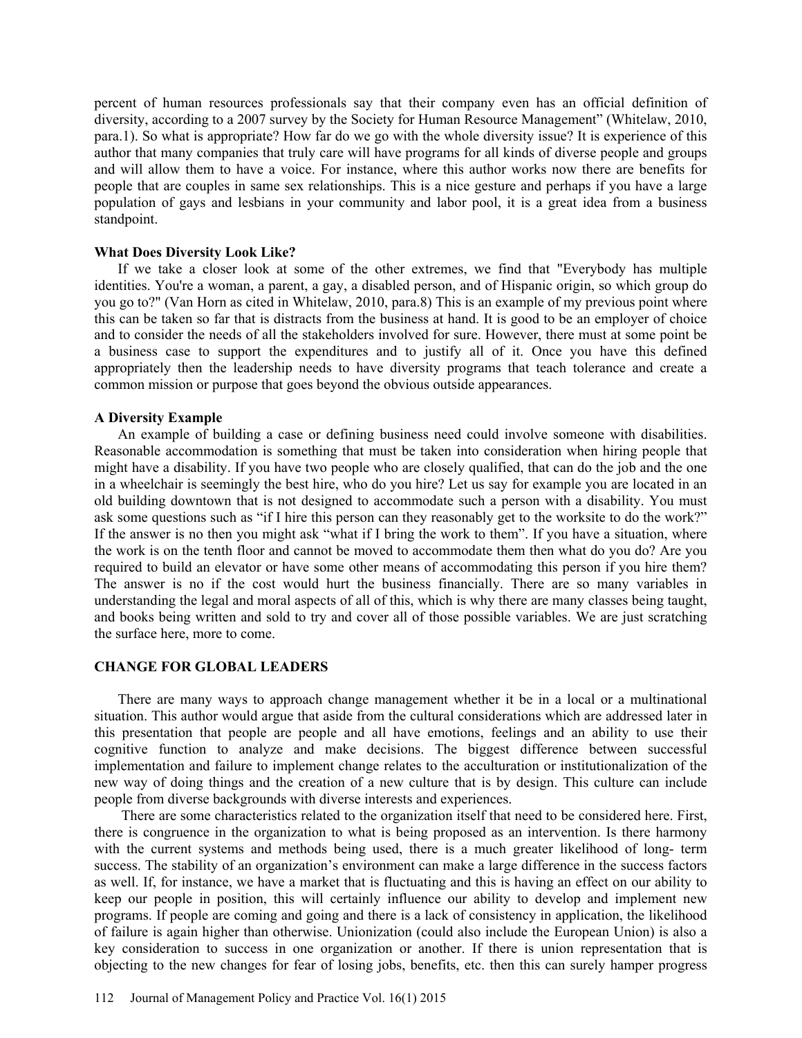percent of human resources professionals say that their company even has an official definition of diversity, according to a 2007 survey by the Society for Human Resource Management" (Whitelaw, 2010, para.1). So what is appropriate? How far do we go with the whole diversity issue? It is experience of this author that many companies that truly care will have programs for all kinds of diverse people and groups and will allow them to have a voice. For instance, where this author works now there are benefits for people that are couples in same sex relationships. This is a nice gesture and perhaps if you have a large population of gays and lesbians in your community and labor pool, it is a great idea from a business standpoint.

**What Does Diversity Look Like?**

If we take a closer look at some of the other extremes, we find that "Everybody has multiple identities. You're a woman, a parent, a gay, a disabled person, and of Hispanic origin, so which group do you go to?" (Van Horn as cited in Whitelaw, 2010, para.8) This is an example of my previous point where this can be taken so far that is distracts from the business at hand. It is good to be an employer of choice and to consider the needs of all the stakeholders involved for sure. However, there must at some point be a business case to support the expenditures and to justify all of it. Once you have this defined appropriately then the leadership needs to have diversity programs that teach tolerance and create a common mission or purpose that goes beyond the obvious outside appearances.

**A Diversity Example**

An example of building a case or defining business need could involve someone with disabilities. Reasonable accommodation is something that must be taken into consideration when hiring people that might have a disability. If you have two people who are closely qualified, that can do the job and the one in a wheelchair is seemingly the best hire, who do you hire? Let us say for example you are located in an old building downtown that is not designed to accommodate such a person with a disability. You must ask some questions such as "if I hire this person can they reasonably get to the worksite to do the work?" If the answer is no then you might ask "what if I bring the work to them". If you have a situation, where the work is on the tenth floor and cannot be moved to accommodate them then what do you do? Are you required to build an elevator or have some other means of accommodating this person if you hire them? The answer is no if the cost would hurt the business financially. There are so many variables in understanding the legal and moral aspects of all of this, which is why there are many classes being taught, and books being written and sold to try and cover all of those possible variables. We are just scratching the surface here, more to come.

## CHANGE FOR GLOBAL LEADERS

There are many ways to approach change management whether it be in a local or a multinational situation. This author would argue that aside from the cultural considerations which are addressed later in this presentation that people are people and all have emotions, feelings and an ability to use their cognitive function to analyze and make decisions. The biggest difference between successful implementation and failure to implement change relates to the acculturation or institutionalization of the new way of doing things and the creation of a new culture that is by design. This culture can include people from diverse backgrounds with diverse interests and experiences.

There are some characteristics related to the organization itself that need to be considered here. First, there is congruence in the organization to what is being proposed as an intervention. Is there harmony with the current systems and methods being used, there is a much greater likelihood of long- term success. The stability of an organization's environment can make a large difference in the success factors as well. If, for instance, we have a market that is fluctuating and this is having an effect on our ability to keep our people in position, this will certainly influence our ability to develop and implement new programs. If people are coming and going and there is a lack of consistency in application, the likelihood of failure is again higher than otherwise. Unionization (could also include the European Union) is also a key consideration to success in one organization or another. If there is union representation that is objecting to the new changes for fear of losing jobs, benefits, etc. then this can surely hamper progress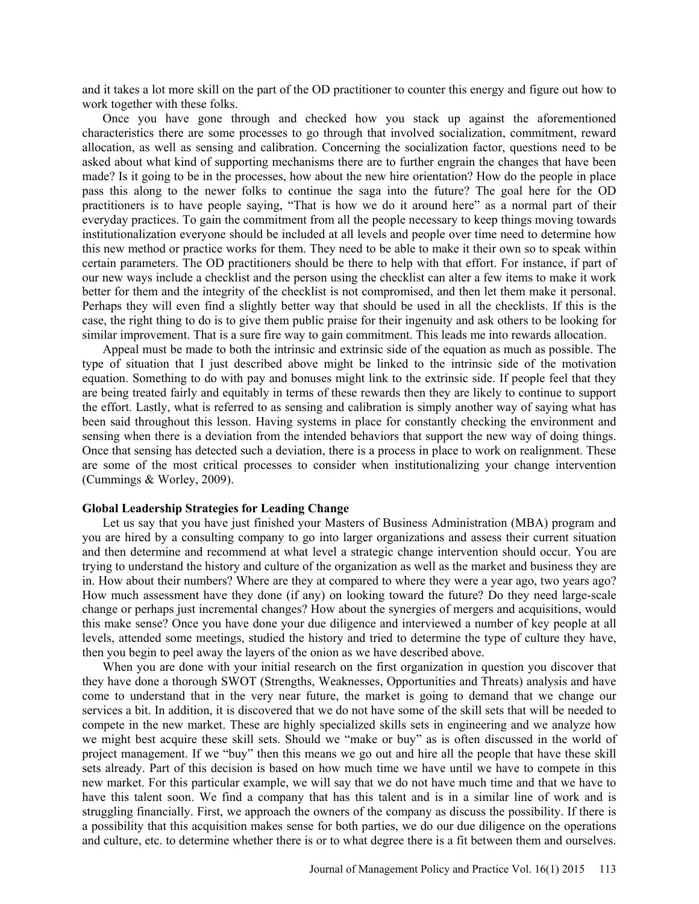and it takes a lot more skill on the part of the OD practitioner to counter this energy and figure out how to work together with these folks.

Once you have gone through and checked how you stack up against the aforementioned characteristics there are some processes to go through that involved socialization, commitment, reward allocation, as well as sensing and calibration. Concerning the socialization factor, questions need to be asked about what kind of supporting mechanisms there are to further engrain the changes that have been made? Is it going to be in the processes, how about the new hire orientation? How do the people in place pass this along to the newer folks to continue the saga into the future? The goal here for the OD practitioners is to have people saying, "That is how we do it around here" as a normal part of their everyday practices. To gain the commitment from all the people necessary to keep things moving towards institutionalization everyone should be included at all levels and people over time need to determine how this new method or practice works for them. They need to be able to make it their own so to speak within certain parameters. The OD practitioners should be there to help with that effort. For instance, if part of our new ways include a checklist and the person using the checklist can alter a few items to make it work better for them and the integrity of the checklist is not compromised, and then let them make it personal. Perhaps they will even find a slightly better way that should be used in all the checklists. If this is the case, the right thing to do is to give them public praise for their ingenuity and ask others to be looking for similar improvement. That is a sure fire way to gain commitment. This leads me into rewards allocation.

Appeal must be made to both the intrinsic and extrinsic side of the equation as much as possible. The type of situation that I just described above might be linked to the intrinsic side of the motivation equation. Something to do with pay and bonuses might link to the extrinsic side. If people feel that they are being treated fairly and equitably in terms of these rewards then they are likely to continue to support the effort. Lastly, what is referred to as sensing and calibration is simply another way of saying what has been said throughout this lesson. Having systems in place for constantly checking the environment and sensing when there is a deviation from the intended behaviors that support the new way of doing things. Once that sensing has detected such a deviation, there is a process in place to work on realignment. These are some of the most critical processes to consider when institutionalizing your change intervention (Cummings & Worley, 2009).

**Global Leadership Strategies for Leading Change**

Let us say that you have just finished your Masters of Business Administration (MBA) program and you are hired by a consulting company to go into larger organizations and assess their current situation and then determine and recommend at what level a strategic change intervention should occur. You are trying to understand the history and culture of the organization as well as the market and business they are in. How about their numbers? Where are they at compared to where they were a year ago, two years ago? How much assessment have they done (if any) on looking toward the future? Do they need large-scale change or perhaps just incremental changes? How about the synergies of mergers and acquisitions, would this make sense? Once you have done your due diligence and interviewed a number of key people at all levels, attended some meetings, studied the history and tried to determine the type of culture they have, then you begin to peel away the layers of the onion as we have described above.

When you are done with your initial research on the first organization in question you discover that they have done a thorough SWOT (Strengths, Weaknesses, Opportunities and Threats) analysis and have come to understand that in the very near future, the market is going to demand that we change our services a bit. In addition, it is discovered that we do not have some of the skill sets that will be needed to compete in the new market. These are highly specialized skills sets in engineering and we analyze how we might best acquire these skill sets. Should we "make or buy" as is often discussed in the world of project management. If we "buy" then this means we go out and hire all the people that have these skill sets already. Part of this decision is based on how much time we have until we have to compete in this new market. For this particular example, we will say that we do not have much time and that we have to have this talent soon. We find a company that has this talent and is in a similar line of work and is struggling financially. First, we approach the owners of the company as discuss the possibility. If there is a possibility that this acquisition makes sense for both parties, we do our due diligence on the operations and culture, etc. to determine whether there is or to what degree there is a fit between them and ourselves.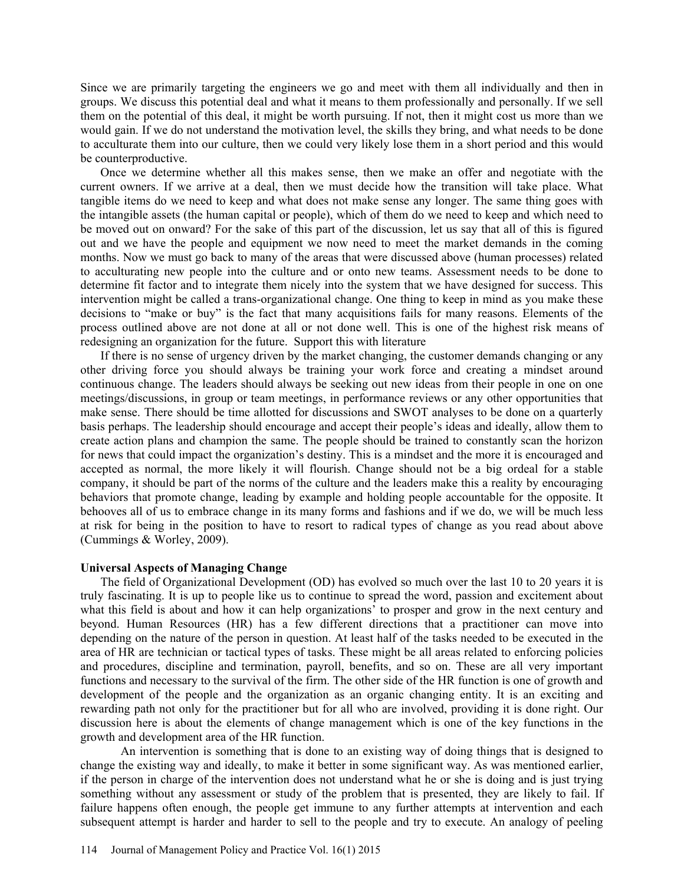Since we are primarily targeting the engineers we go and meet with them all individually and then in groups. We discuss this potential deal and what it means to them professionally and personally. If we sell them on the potential of this deal, it might be worth pursuing. If not, then it might cost us more than we would gain. If we do not understand the motivation level, the skills they bring, and what needs to be done to acculturate them into our culture, then we could very likely lose them in a short period and this would be counterproductive.

Once we determine whether all this makes sense, then we make an offer and negotiate with the current owners. If we arrive at a deal, then we must decide how the transition will take place. What tangible items do we need to keep and what does not make sense any longer. The same thing goes with the intangible assets (the human capital or people), which of them do we need to keep and which need to be moved out on onward? For the sake of this part of the discussion, let us say that all of this is figured out and we have the people and equipment we now need to meet the market demands in the coming months. Now we must go back to many of the areas that were discussed above (human processes) related to acculturating new people into the culture and or onto new teams. Assessment needs to be done to determine fit factor and to integrate them nicely into the system that we have designed for success. This intervention might be called a trans-organizational change. One thing to keep in mind as you make these decisions to "make or buy" is the fact that many acquisitions fails for many reasons. Elements of the process outlined above are not done at all or not done well. This is one of the highest risk means of redesigning an organization for the future. Support this with literature

If there is no sense of urgency driven by the market changing, the customer demands changing or any other driving force you should always be training your work force and creating a mindset around continuous change. The leaders should always be seeking out new ideas from their people in one on one meetings/discussions, in group or team meetings, in performance reviews or any other opportunities that make sense. There should be time allotted for discussions and SWOT analyses to be done on a quarterly basis perhaps. The leadership should encourage and accept their people's ideas and ideally, allow them to create action plans and champion the same. The people should be trained to constantly scan the horizon for news that could impact the organization's destiny. This is a mindset and the more it is encouraged and accepted as normal, the more likely it will flourish. Change should not be a big ordeal for a stable company, it should be part of the norms of the culture and the leaders make this a reality by encouraging behaviors that promote change, leading by example and holding people accountable for the opposite. It behooves all of us to embrace change in its many forms and fashions and if we do, we will be much less at risk for being in the position to have to resort to radical types of change as you read about above (Cummings & Worley, 2009).

**Universal Aspects of Managing Change**

The field of Organizational Development (OD) has evolved so much over the last 10 to 20 years it is truly fascinating. It is up to people like us to continue to spread the word, passion and excitement about what this field is about and how it can help organizations' to prosper and grow in the next century and beyond. Human Resources (HR) has a few different directions that a practitioner can move into depending on the nature of the person in question. At least half of the tasks needed to be executed in the area of HR are technician or tactical types of tasks. These might be all areas related to enforcing policies and procedures, discipline and termination, payroll, benefits, and so on. These are all very important functions and necessary to the survival of the firm. The other side of the HR function is one of growth and development of the people and the organization as an organic changing entity. It is an exciting and rewarding path not only for the practitioner but for all who are involved, providing it is done right. Our discussion here is about the elements of change management which is one of the key functions in the growth and development area of the HR function.

An intervention is something that is done to an existing way of doing things that is designed to change the existing way and ideally, to make it better in some significant way. As was mentioned earlier, if the person in charge of the intervention does not understand what he or she is doing and is just trying something without any assessment or study of the problem that is presented, they are likely to fail. If failure happens often enough, the people get immune to any further attempts at intervention and each subsequent attempt is harder and harder to sell to the people and try to execute. An analogy of peeling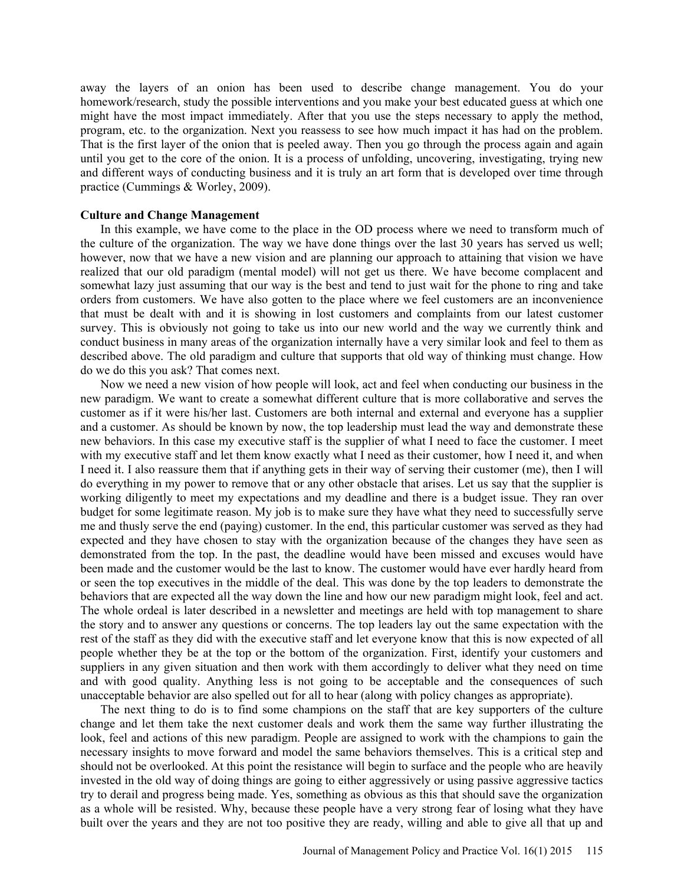away the layers of an onion has been used to describe change management. You do your homework/research, study the possible interventions and you make your best educated guess at which one might have the most impact immediately. After that you use the steps necessary to apply the method, program, etc. to the organization. Next you reassess to see how much impact it has had on the problem. That is the first layer of the onion that is peeled away. Then you go through the process again and again until you get to the core of the onion. It is a process of unfolding, uncovering, investigating, trying new and different ways of conducting business and it is truly an art form that is developed over time through practice (Cummings & Worley, 2009).

**Culture and Change Management**

In this example, we have come to the place in the OD process where we need to transform much of the culture of the organization. The way we have done things over the last 30 years has served us well; however, now that we have a new vision and are planning our approach to attaining that vision we have realized that our old paradigm (mental model) will not get us there. We have become complacent and somewhat lazy just assuming that our way is the best and tend to just wait for the phone to ring and take orders from customers. We have also gotten to the place where we feel customers are an inconvenience that must be dealt with and it is showing in lost customers and complaints from our latest customer survey. This is obviously not going to take us into our new world and the way we currently think and conduct business in many areas of the organization internally have a very similar look and feel to them as described above. The old paradigm and culture that supports that old way of thinking must change. How do we do this you ask? That comes next.

Now we need a new vision of how people will look, act and feel when conducting our business in the new paradigm. We want to create a somewhat different culture that is more collaborative and serves the customer as if it were his/her last. Customers are both internal and external and everyone has a supplier and a customer. As should be known by now, the top leadership must lead the way and demonstrate these new behaviors. In this case my executive staff is the supplier of what I need to face the customer. I meet with my executive staff and let them know exactly what I need as their customer, how I need it, and when I need it. I also reassure them that if anything gets in their way of serving their customer (me), then I will do everything in my power to remove that or any other obstacle that arises. Let us say that the supplier is working diligently to meet my expectations and my deadline and there is a budget issue. They ran over budget for some legitimate reason. My job is to make sure they have what they need to successfully serve me and thusly serve the end (paying) customer. In the end, this particular customer was served as they had expected and they have chosen to stay with the organization because of the changes they have seen as demonstrated from the top. In the past, the deadline would have been missed and excuses would have been made and the customer would be the last to know. The customer would have ever hardly heard from or seen the top executives in the middle of the deal. This was done by the top leaders to demonstrate the behaviors that are expected all the way down the line and how our new paradigm might look, feel and act. The whole ordeal is later described in a newsletter and meetings are held with top management to share the story and to answer any questions or concerns. The top leaders lay out the same expectation with the rest of the staff as they did with the executive staff and let everyone know that this is now expected of all people whether they be at the top or the bottom of the organization. First, identify your customers and suppliers in any given situation and then work with them accordingly to deliver what they need on time and with good quality. Anything less is not going to be acceptable and the consequences of such unacceptable behavior are also spelled out for all to hear (along with policy changes as appropriate).

The next thing to do is to find some champions on the staff that are key supporters of the culture change and let them take the next customer deals and work them the same way further illustrating the look, feel and actions of this new paradigm. People are assigned to work with the champions to gain the necessary insights to move forward and model the same behaviors themselves. This is a critical step and should not be overlooked. At this point the resistance will begin to surface and the people who are heavily invested in the old way of doing things are going to either aggressively or using passive aggressive tactics try to derail and progress being made. Yes, something as obvious as this that should save the organization as a whole will be resisted. Why, because these people have a very strong fear of losing what they have built over the years and they are not too positive they are ready, willing and able to give all that up and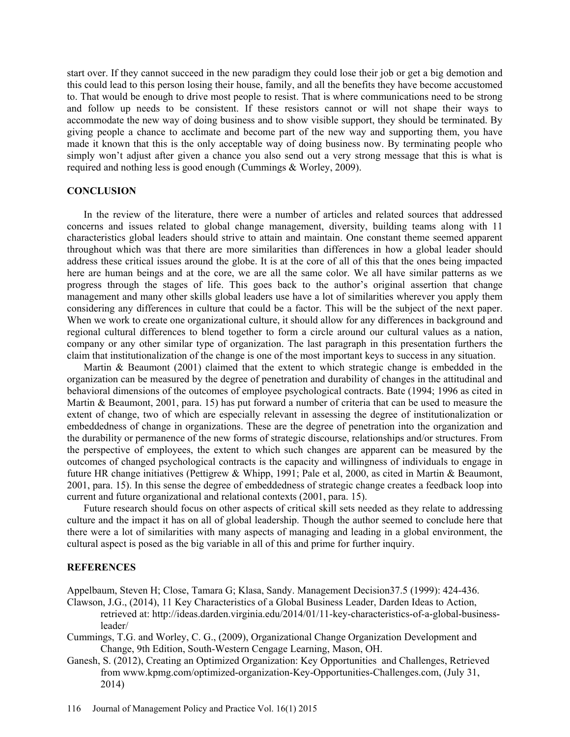start over. If they cannot succeed in the new paradigm they could lose their job or get a big demotion and this could lead to this person losing their house, family, and all the benefits they have become accustomed to. That would be enough to drive most people to resist. That is where communications need to be strong and follow up needs to be consistent. If these resistors cannot or will not shape their ways to accommodate the new way of doing business and to show visible support, they should be terminated. By giving people a chance to acclimate and become part of the new way and supporting them, you have made it known that this is the only acceptable way of doing business now. By terminating people who simply won't adjust after given a chance you also send out a very strong message that this is what is required and nothing less is good enough (Cummings & Worley, 2009).

## CONCLUSION

In the review of the literature, there were a number of articles and related sources that addressed concerns and issues related to global change management, diversity, building teams along with 11 characteristics global leaders should strive to attain and maintain. One constant theme seemed apparent throughout which was that there are more similarities than differences in how a global leader should address these critical issues around the globe. It is at the core of all of this that the ones being impacted here are human beings and at the core, we are all the same color. We all have similar patterns as we progress through the stages of life. This goes back to the author's original assertion that change management and many other skills global leaders use have a lot of similarities wherever you apply them considering any differences in culture that could be a factor. This will be the subject of the next paper. When we work to create one organizational culture, it should allow for any differences in background and regional cultural differences to blend together to form a circle around our cultural values as a nation, company or any other similar type of organization. The last paragraph in this presentation furthers the claim that institutionalization of the change is one of the most important keys to success in any situation.

Martin & Beaumont (2001) claimed that the extent to which strategic change is embedded in the organization can be measured by the degree of penetration and durability of changes in the attitudinal and behavioral dimensions of the outcomes of employee psychological contracts. Bate (1994; 1996 as cited in Martin & Beaumont, 2001, para. 15) has put forward a number of criteria that can be used to measure the extent of change, two of which are especially relevant in assessing the degree of institutionalization or embeddedness of change in organizations. These are the degree of penetration into the organization and the durability or permanence of the new forms of strategic discourse, relationships and/or structures. From the perspective of employees, the extent to which such changes are apparent can be measured by the outcomes of changed psychological contracts is the capacity and willingness of individuals to engage in future HR change initiatives (Pettigrew & Whipp, 1991; Pale et al, 2000, as cited in Martin & Beaumont, 2001, para. 15). In this sense the degree of embeddedness of strategic change creates a feedback loop into current and future organizational and relational contexts (2001, para. 15).

Future research should focus on other aspects of critical skill sets needed as they relate to addressing culture and the impact it has on all of global leadership. Though the author seemed to conclude here that there were a lot of similarities with many aspects of managing and leading in a global environment, the cultural aspect is posed as the big variable in all of this and prime for further inquiry.

## REFERENCES

Appelbaum, Steven H; Close, Tamara G; Klasa, Sandy. Management Decision37.5 (1999): 424-436.

Clawson, J.G., (2014), 11 Key Characteristics of a Global Business Leader, Darden Ideas to Action, retrieved at: http://ideas.darden.virginia.edu/2014/01/11-key-characteristics-of-a-global-business-leader/

Cummings, T.G. and Worley, C. G., (2009), Organizational Change Organization Development and Change, 9th Edition, South-Western Cengage Learning, Mason, OH.

Ganesh, S. (2012), Creating an Optimized Organization: Key Opportunities and Challenges, Retrieved from www.kpmg.com/optimized-organization-Key-Opportunities-Challenges.com, (July 31, 2014)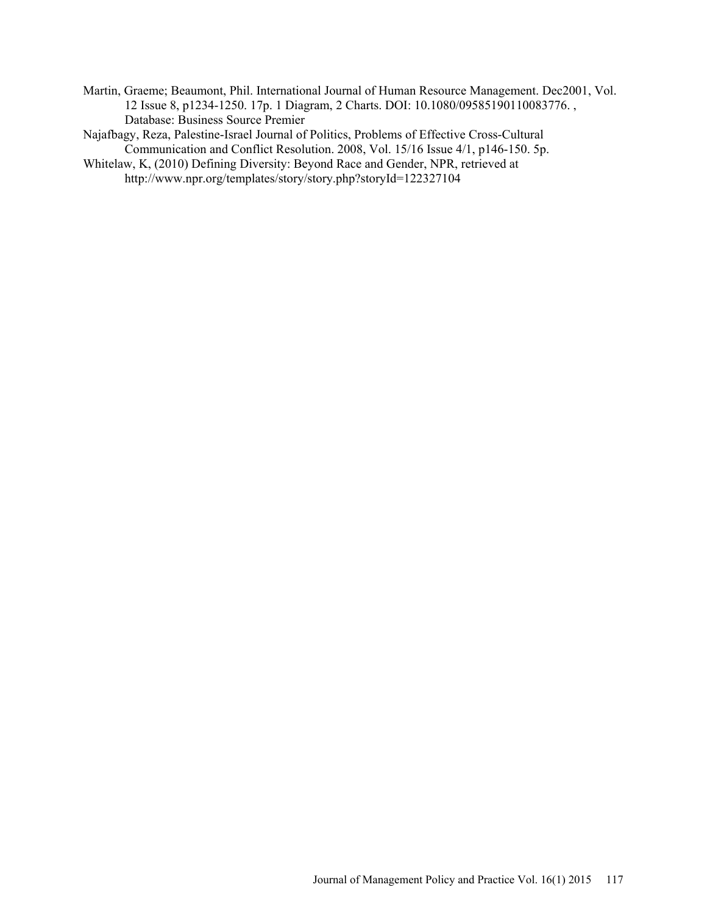Martin, Graeme; Beaumont, Phil. International Journal of Human Resource Management. Dec2001, Vol. 12 Issue 8, p1234-1250. 17p. 1 Diagram, 2 Charts. DOI: 10.1080/09585190110083776. , Database: Business Source Premier

Najafbagy, Reza, Palestine-Israel Journal of Politics, Problems of Effective Cross-Cultural Communication and Conflict Resolution. 2008, Vol. 15/16 Issue 4/1, p146-150. 5p.

Whitelaw, K, (2010) Defining Diversity: Beyond Race and Gender, NPR, retrieved at http://www.npr.org/templates/story/story.php?storyId=122327104